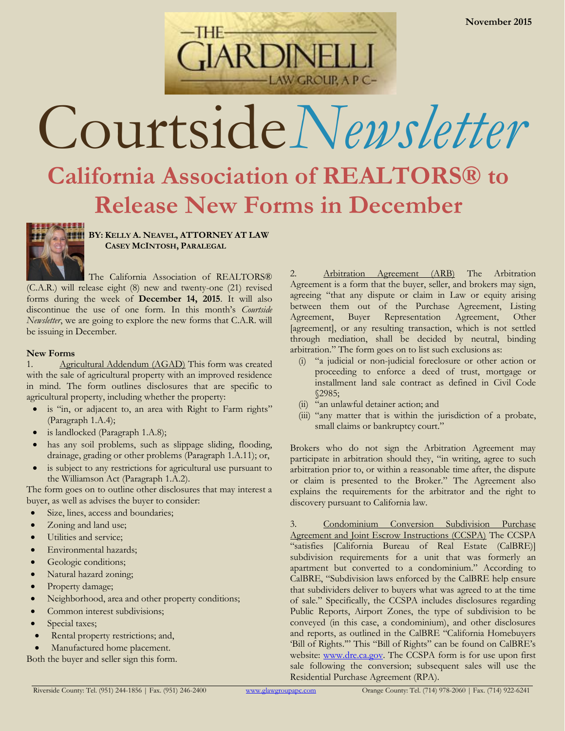November 2015

THE GIARDINELLI LAW GROUP, A P C

# Courtside*Newsletter*

## California Association of REALTORS® to Release New Forms in December

**BY: KELLY A. NEAVEL, ATTORNEY AT LAW**
**CASEY MCINTOSH, PARALEGAL**

The California Association of REALTORS® (C.A.R.) will release eight (8) new and twenty-one (21) revised forms during the week of **December 14, 2015**. It will also discontinue the use of one form. In this month's *Courtside Newsletter*, we are going to explore the new forms that C.A.R. will be issuing in December.

**New Forms**

1. Agricultural Addendum (AGAD) This form was created with the sale of agricultural property with an improved residence in mind. The form outlines disclosures that are specific to agricultural property, including whether the property:

- is "in, or adjacent to, an area with Right to Farm rights" (Paragraph 1.A.4);
- is landlocked (Paragraph 1.A.8);
- has any soil problems, such as slippage sliding, flooding, drainage, grading or other problems (Paragraph 1.A.11); or,
- is subject to any restrictions for agricultural use pursuant to the Williamson Act (Paragraph 1.A.2).

The form goes on to outline other disclosures that may interest a buyer, as well as advises the buyer to consider:

- Size, lines, access and boundaries;
- Zoning and land use;
- Utilities and service;
- Environmental hazards;
- Geologic conditions;
- Natural hazard zoning;
- Property damage;
- Neighborhood, area and other property conditions;
- Common interest subdivisions;
- Special taxes;
- Rental property restrictions; and,
- Manufactured home placement.

Both the buyer and seller sign this form.

2. Arbitration Agreement (ARB) The Arbitration Agreement is a form that the buyer, seller, and brokers may sign, agreeing "that any dispute or claim in Law or equity arising between them out of the Purchase Agreement, Listing Agreement, Buyer Representation Agreement, Other [agreement], or any resulting transaction, which is not settled through mediation, shall be decided by neutral, binding arbitration." The form goes on to list such exclusions as:

(i) "a judicial or non-judicial foreclosure or other action or proceeding to enforce a deed of trust, mortgage or installment land sale contract as defined in Civil Code §2985;
(ii) "an unlawful detainer action; and
(iii) "any matter that is within the jurisdiction of a probate, small claims or bankruptcy court."

Brokers who do not sign the Arbitration Agreement may participate in arbitration should they, "in writing, agree to such arbitration prior to, or within a reasonable time after, the dispute or claim is presented to the Broker." The Agreement also explains the requirements for the arbitrator and the right to discovery pursuant to California law.

3. Condominium Conversion Subdivision Purchase Agreement and Joint Escrow Instructions (CCSPA) The CCSPA "satisfies [California Bureau of Real Estate (CalBRE)] subdivision requirements for a unit that was formerly an apartment but converted to a condominium." According to CalBRE, "Subdivision laws enforced by the CalBRE help ensure that subdividers deliver to buyers what was agreed to at the time of sale." Specifically, the CCSPA includes disclosures regarding Public Reports, Airport Zones, the type of subdivision to be conveyed (in this case, a condominium), and other disclosures and reports, as outlined in the CalBRE "California Homebuyers 'Bill of Rights.'" This "Bill of Rights" can be found on CalBRE's website: www.dre.ca.gov. The CCSPA form is for use upon first sale following the conversion; subsequent sales will use the Residential Purchase Agreement (RPA).

Riverside County: Tel. (951) 244-1856 | Fax. (951) 246-2400 www.glawgroupapc.com Orange County: Tel. (714) 978-2060 | Fax. (714) 922-6241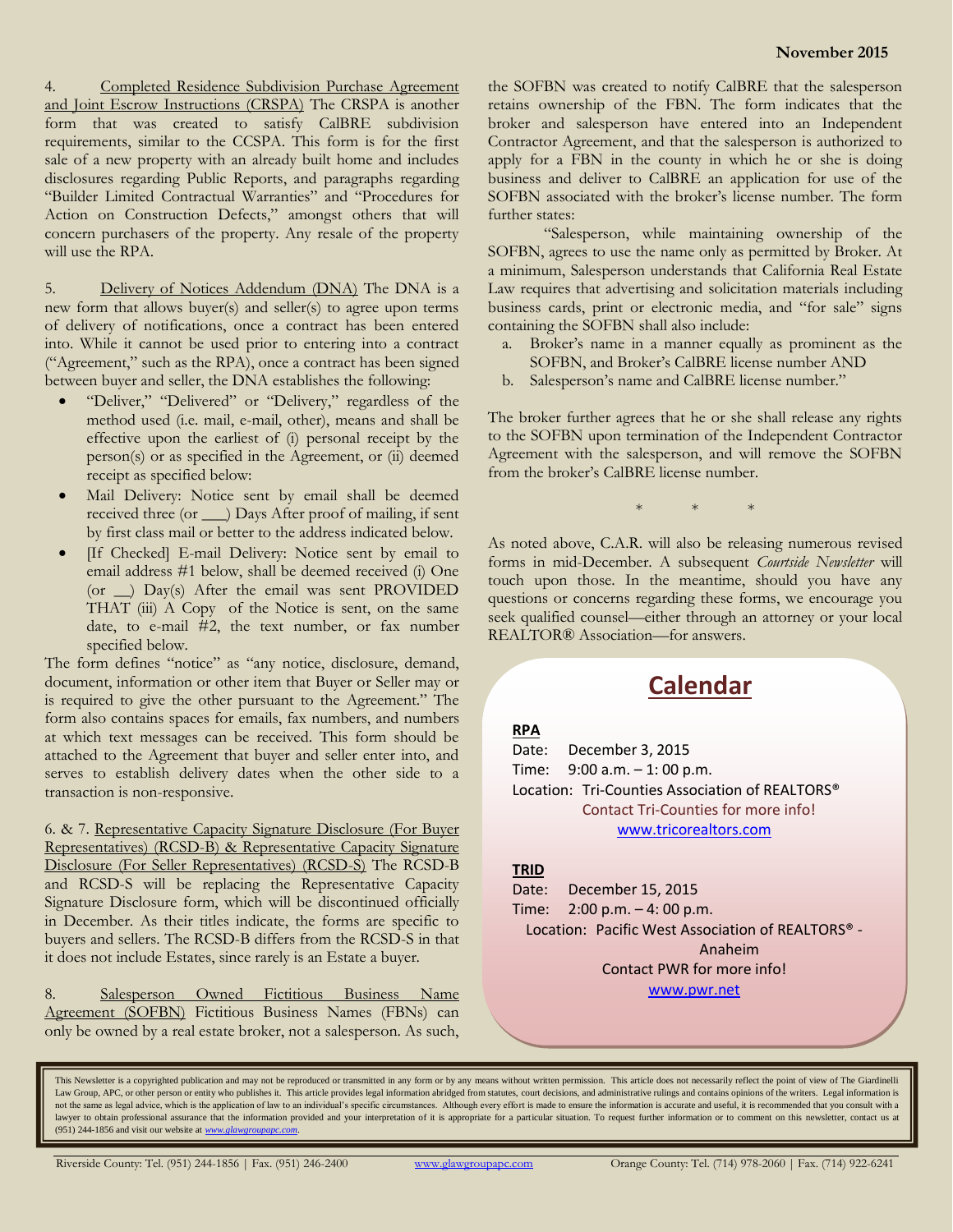4. Completed Residence Subdivision Purchase Agreement and Joint Escrow Instructions (CRSPA) The CRSPA is another form that was created to satisfy CalBRE subdivision requirements, similar to the CCSPA. This form is for the first sale of a new property with an already built home and includes disclosures regarding Public Reports, and paragraphs regarding "Builder Limited Contractual Warranties" and "Procedures for Action on Construction Defects," amongst others that will concern purchasers of the property. Any resale of the property will use the RPA.

5. Delivery of Notices Addendum (DNA) The DNA is a new form that allows buyer(s) and seller(s) to agree upon terms of delivery of notifications, once a contract has been entered into. While it cannot be used prior to entering into a contract ("Agreement," such as the RPA), once a contract has been signed between buyer and seller, the DNA establishes the following:

- "Deliver," "Delivered" or "Delivery," regardless of the method used (i.e. mail, e-mail, other), means and shall be effective upon the earliest of (i) personal receipt by the person(s) or as specified in the Agreement, or (ii) deemed receipt as specified below:
- Mail Delivery: Notice sent by email shall be deemed received three (or ___) Days After proof of mailing, if sent by first class mail or better to the address indicated below.
- [If Checked] E-mail Delivery: Notice sent by email to email address #1 below, shall be deemed received (i) One (or __) Day(s) After the email was sent PROVIDED THAT (iii) A Copy of the Notice is sent, on the same date, to e-mail #2, the text number, or fax number specified below.

The form defines "notice" as "any notice, disclosure, demand, document, information or other item that Buyer or Seller may or is required to give the other pursuant to the Agreement." The form also contains spaces for emails, fax numbers, and numbers at which text messages can be received. This form should be attached to the Agreement that buyer and seller enter into, and serves to establish delivery dates when the other side to a transaction is non-responsive.

6. & 7. Representative Capacity Signature Disclosure (For Buyer Representatives) (RCSD-B) & Representative Capacity Signature Disclosure (For Seller Representatives) (RCSD-S) The RCSD-B and RCSD-S will be replacing the Representative Capacity Signature Disclosure form, which will be discontinued officially in December. As their titles indicate, the forms are specific to buyers and sellers. The RCSD-B differs from the RCSD-S in that it does not include Estates, since rarely is an Estate a buyer.

8. Salesperson Owned Fictitious Business Name Agreement (SOFBN) Fictitious Business Names (FBNs) can only be owned by a real estate broker, not a salesperson. As such, the SOFBN was created to notify CalBRE that the salesperson retains ownership of the FBN. The form indicates that the broker and salesperson have entered into an Independent Contractor Agreement, and that the salesperson is authorized to apply for a FBN in the county in which he or she is doing business and deliver to CalBRE an application for use of the SOFBN associated with the broker's license number. The form further states:

"Salesperson, while maintaining ownership of the SOFBN, agrees to use the name only as permitted by Broker. At a minimum, Salesperson understands that California Real Estate Law requires that advertising and solicitation materials including business cards, print or electronic media, and "for sale" signs containing the SOFBN shall also include:

a. Broker's name in a manner equally as prominent as the SOFBN, and Broker's CalBRE license number AND
b. Salesperson's name and CalBRE license number."

The broker further agrees that he or she shall release any rights to the SOFBN upon termination of the Independent Contractor Agreement with the salesperson, and will remove the SOFBN from the broker's CalBRE license number.

\* \* \*

As noted above, C.A.R. will also be releasing numerous revised forms in mid-December. A subsequent *Courtside Newsletter* will touch upon those. In the meantime, should you have any questions or concerns regarding these forms, we encourage you seek qualified counsel—either through an attorney or your local REALTOR® Association—for answers.

## Calendar

**RPA**
Date: December 3, 2015
Time: 9:00 a.m. – 1: 00 p.m.
Location: Tri-Counties Association of REALTORS®
Contact Tri-Counties for more info!
www.tricorealtors.com

**TRID**
Date: December 15, 2015
Time: 2:00 p.m. – 4: 00 p.m.
Location: Pacific West Association of REALTORS® - Anaheim
Contact PWR for more info!
www.pwr.net

This Newsletter is a copyrighted publication and may not be reproduced or transmitted in any form or by any means without written permission. This article does not necessarily reflect the point of view of The Giardinelli Law Group, APC, or other person or entity who publishes it. This article provides legal information abridged from statutes, court decisions, and administrative rulings and contains opinions of the writers. Legal information is not the same as legal advice, which is the application of law to an individual's specific circumstances. Although every effort is made to ensure the information is accurate and useful, it is recommended that you consult with a lawyer to obtain professional assurance that the information provided and your interpretation of it is appropriate for a particular situation. To request further information or to comment on this newsletter, contact us at (951) 244-1856 and visit our website at *www.glawgroupapc.com*.

Riverside County: Tel. (951) 244-1856 | Fax. (951) 246-2400 www.glawgroupapc.com Orange County: Tel. (714) 978-2060 | Fax. (714) 922-6241